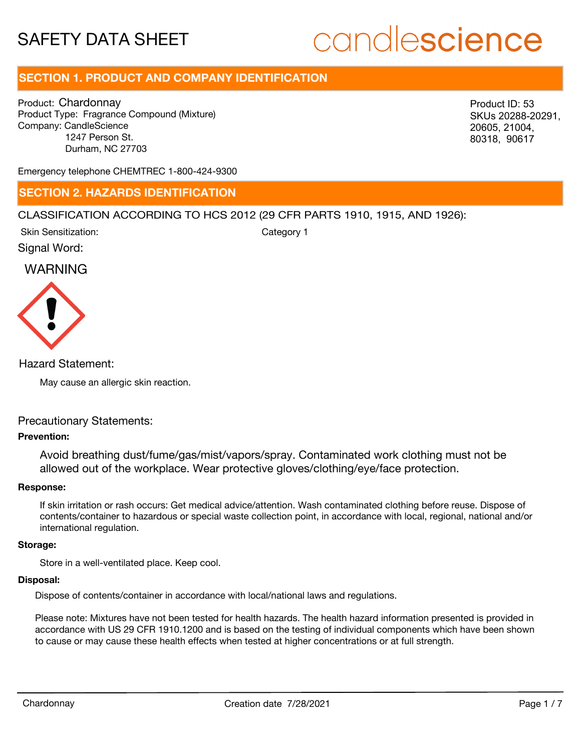# SAFETY DATA SHEET

candlescience

## SECTION 1. PRODUCT AND COMPANY IDENTIFICATION

Product: Chardonnay
Product Type: Fragrance Compound (Mixture)
Company: CandleScience
1247 Person St.
Durham, NC 27703

Product ID: 53
SKUs 20288-20291, 20605, 21004, 80318, 90617

Emergency telephone CHEMTREC 1-800-424-9300

## SECTION 2. HAZARDS IDENTIFICATION

CLASSIFICATION ACCORDING TO HCS 2012 (29 CFR PARTS 1910, 1915, AND 1926):

Skin Sensitization: Category 1

Signal Word:

WARNING

Hazard Statement:

May cause an allergic skin reaction.

Precautionary Statements:

**Prevention:**

Avoid breathing dust/fume/gas/mist/vapors/spray. Contaminated work clothing must not be allowed out of the workplace. Wear protective gloves/clothing/eye/face protection.

**Response:**

If skin irritation or rash occurs: Get medical advice/attention. Wash contaminated clothing before reuse. Dispose of contents/container to hazardous or special waste collection point, in accordance with local, regional, national and/or international regulation.

**Storage:**

Store in a well-ventilated place. Keep cool.

**Disposal:**

Dispose of contents/container in accordance with local/national laws and regulations.

Please note: Mixtures have not been tested for health hazards. The health hazard information presented is provided in accordance with US 29 CFR 1910.1200 and is based on the testing of individual components which have been shown to cause or may cause these health effects when tested at higher concentrations or at full strength.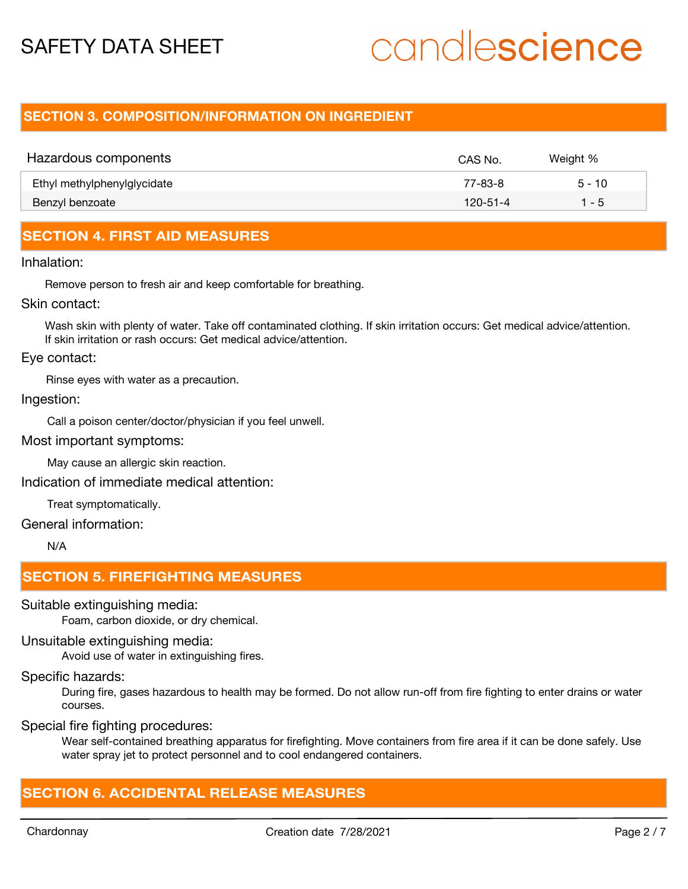## SECTION 3. COMPOSITION/INFORMATION ON INGREDIENT

| Hazardous components | CAS No. | Weight % |
|---|---|---|
| Ethyl methylphenylglycidate | 77-83-8 | 5 - 10 |
| Benzyl benzoate | 120-51-4 | 1 - 5 |

## SECTION 4. FIRST AID MEASURES

Inhalation:

Remove person to fresh air and keep comfortable for breathing.

Skin contact:

Wash skin with plenty of water. Take off contaminated clothing. If skin irritation occurs: Get medical advice/attention. If skin irritation or rash occurs: Get medical advice/attention.

Eye contact:

Rinse eyes with water as a precaution.

Ingestion:

Call a poison center/doctor/physician if you feel unwell.

Most important symptoms:

May cause an allergic skin reaction.

Indication of immediate medical attention:

Treat symptomatically.

General information:

N/A

## SECTION 5. FIREFIGHTING MEASURES

Suitable extinguishing media:

Foam, carbon dioxide, or dry chemical.

Unsuitable extinguishing media:

Avoid use of water in extinguishing fires.

Specific hazards:

During fire, gases hazardous to health may be formed. Do not allow run-off from fire fighting to enter drains or water courses.

Special fire fighting procedures:

Wear self-contained breathing apparatus for firefighting. Move containers from fire area if it can be done safely. Use water spray jet to protect personnel and to cool endangered containers.

## SECTION 6. ACCIDENTAL RELEASE MEASURES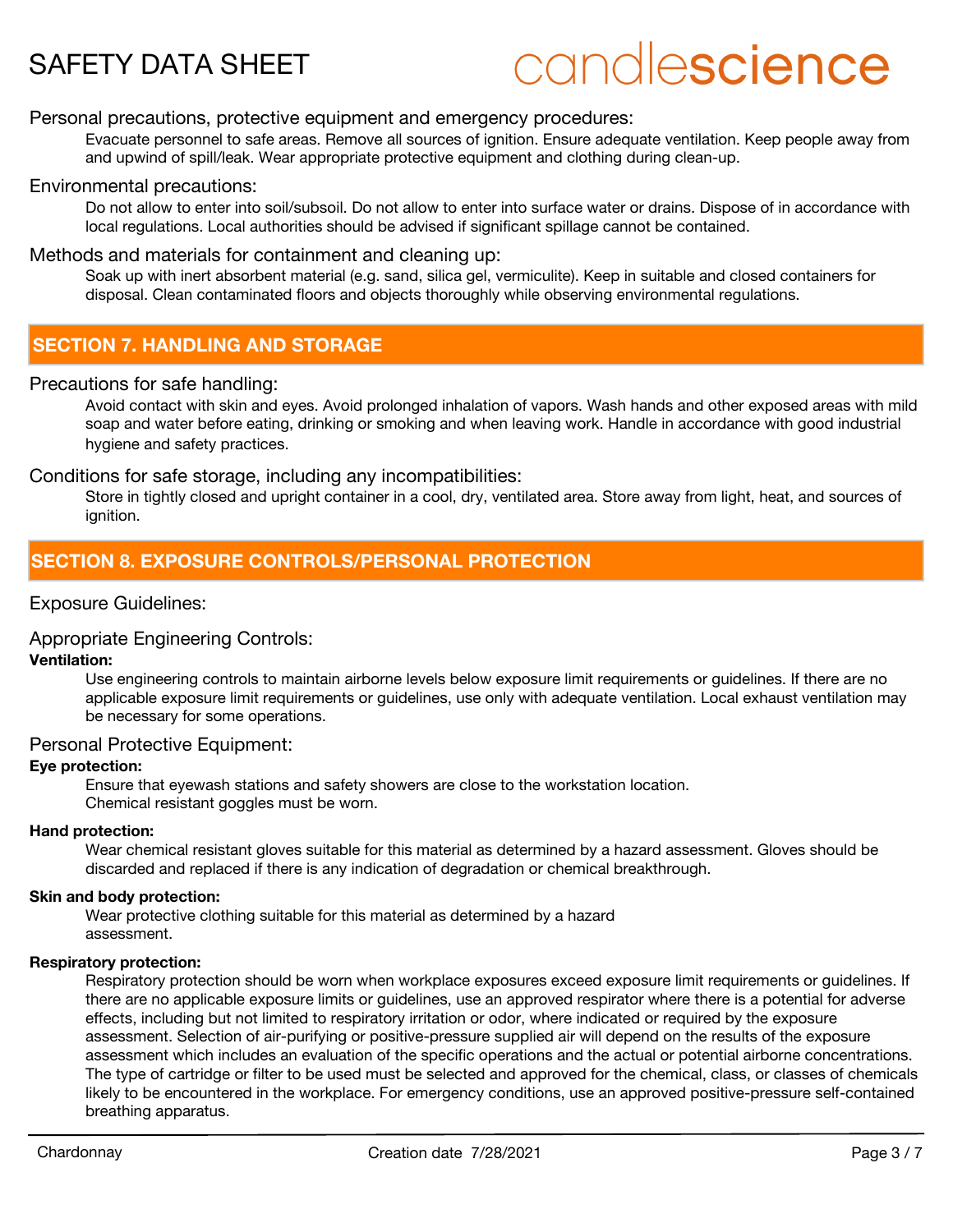### Personal precautions, protective equipment and emergency procedures:

Evacuate personnel to safe areas. Remove all sources of ignition. Ensure adequate ventilation. Keep people away from and upwind of spill/leak. Wear appropriate protective equipment and clothing during clean-up.

### Environmental precautions:

Do not allow to enter into soil/subsoil. Do not allow to enter into surface water or drains. Dispose of in accordance with local regulations. Local authorities should be advised if significant spillage cannot be contained.

### Methods and materials for containment and cleaning up:

Soak up with inert absorbent material (e.g. sand, silica gel, vermiculite). Keep in suitable and closed containers for disposal. Clean contaminated floors and objects thoroughly while observing environmental regulations.

## SECTION 7. HANDLING AND STORAGE

### Precautions for safe handling:

Avoid contact with skin and eyes. Avoid prolonged inhalation of vapors. Wash hands and other exposed areas with mild soap and water before eating, drinking or smoking and when leaving work. Handle in accordance with good industrial hygiene and safety practices.

### Conditions for safe storage, including any incompatibilities:

Store in tightly closed and upright container in a cool, dry, ventilated area. Store away from light, heat, and sources of ignition.

## SECTION 8. EXPOSURE CONTROLS/PERSONAL PROTECTION

### Exposure Guidelines:

### Appropriate Engineering Controls:

**Ventilation:**

Use engineering controls to maintain airborne levels below exposure limit requirements or guidelines. If there are no applicable exposure limit requirements or guidelines, use only with adequate ventilation. Local exhaust ventilation may be necessary for some operations.

### Personal Protective Equipment:

**Eye protection:**

Ensure that eyewash stations and safety showers are close to the workstation location.
Chemical resistant goggles must be worn.

**Hand protection:**

Wear chemical resistant gloves suitable for this material as determined by a hazard assessment. Gloves should be discarded and replaced if there is any indication of degradation or chemical breakthrough.

**Skin and body protection:**

Wear protective clothing suitable for this material as determined by a hazard assessment.

**Respiratory protection:**

Respiratory protection should be worn when workplace exposures exceed exposure limit requirements or guidelines. If there are no applicable exposure limits or guidelines, use an approved respirator where there is a potential for adverse effects, including but not limited to respiratory irritation or odor, where indicated or required by the exposure assessment. Selection of air-purifying or positive-pressure supplied air will depend on the results of the exposure assessment which includes an evaluation of the specific operations and the actual or potential airborne concentrations. The type of cartridge or filter to be used must be selected and approved for the chemical, class, or classes of chemicals likely to be encountered in the workplace. For emergency conditions, use an approved positive-pressure self-contained breathing apparatus.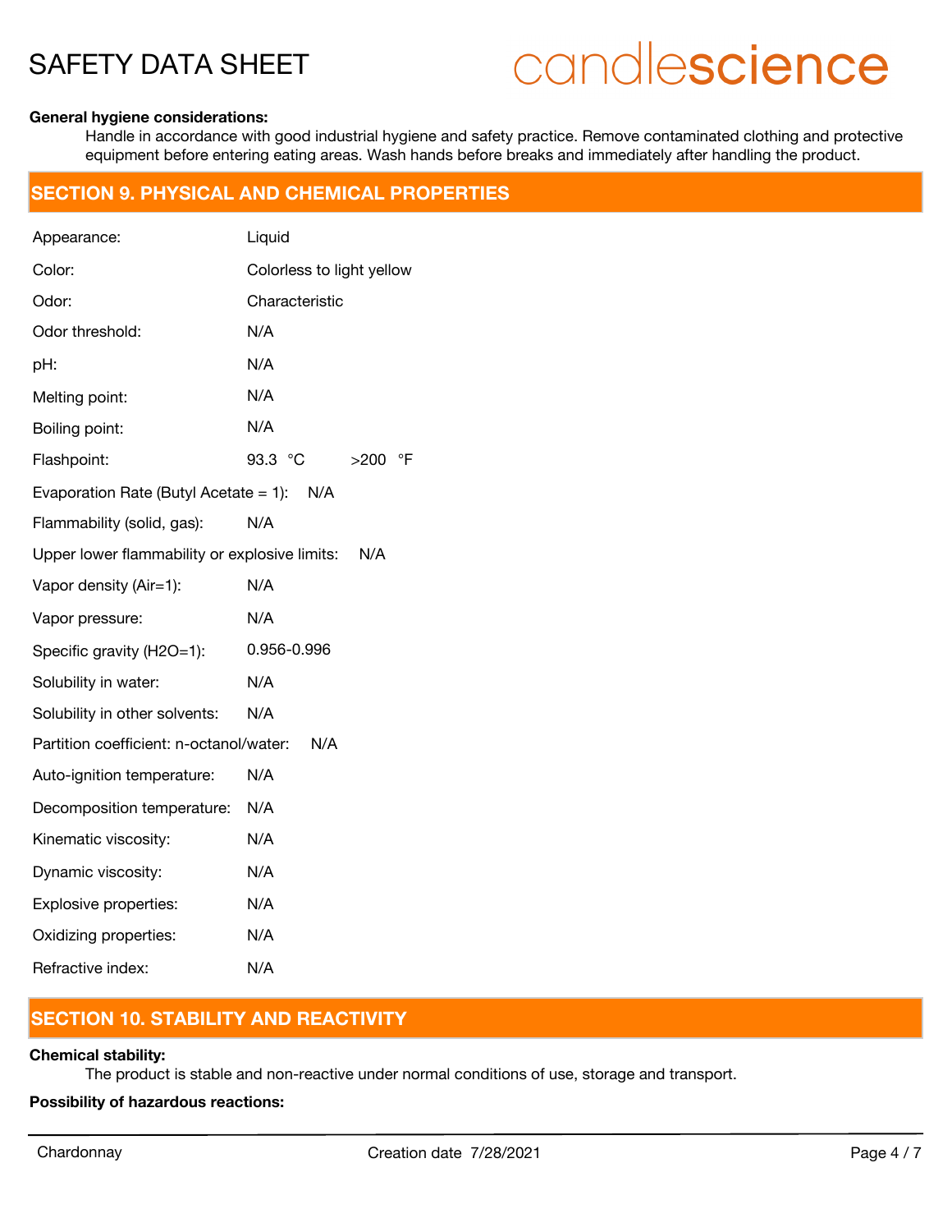**General hygiene considerations:**

Handle in accordance with good industrial hygiene and safety practice. Remove contaminated clothing and protective equipment before entering eating areas. Wash hands before breaks and immediately after handling the product.

## SECTION 9. PHYSICAL AND CHEMICAL PROPERTIES

| Property | Value |
|---|---|
| Appearance: | Liquid |
| Color: | Colorless to light yellow |
| Odor: | Characteristic |
| Odor threshold: | N/A |
| pH: | N/A |
| Melting point: | N/A |
| Boiling point: | N/A |
| Flashpoint: | 93.3 °C >200 °F |
| Evaporation Rate (Butyl Acetate = 1): | N/A |
| Flammability (solid, gas): | N/A |
| Upper lower flammability or explosive limits: | N/A |
| Vapor density (Air=1): | N/A |
| Vapor pressure: | N/A |
| Specific gravity (H2O=1): | 0.956-0.996 |
| Solubility in water: | N/A |
| Solubility in other solvents: | N/A |
| Partition coefficient: n-octanol/water: | N/A |
| Auto-ignition temperature: | N/A |
| Decomposition temperature: | N/A |
| Kinematic viscosity: | N/A |
| Dynamic viscosity: | N/A |
| Explosive properties: | N/A |
| Oxidizing properties: | N/A |
| Refractive index: | N/A |

## SECTION 10. STABILITY AND REACTIVITY

**Chemical stability:**

The product is stable and non-reactive under normal conditions of use, storage and transport.

**Possibility of hazardous reactions:**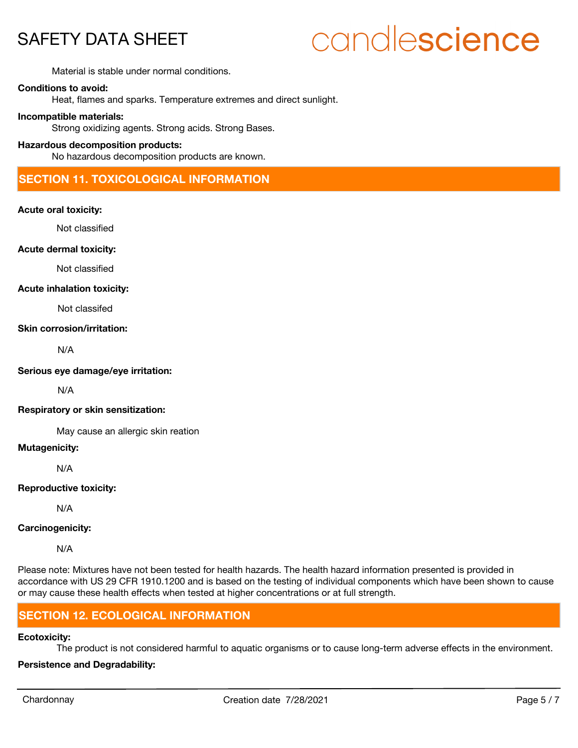Material is stable under normal conditions.

**Conditions to avoid:**

Heat, flames and sparks. Temperature extremes and direct sunlight.

**Incompatible materials:**

Strong oxidizing agents. Strong acids. Strong Bases.

**Hazardous decomposition products:**

No hazardous decomposition products are known.

## SECTION 11. TOXICOLOGICAL INFORMATION

**Acute oral toxicity:**

Not classified

**Acute dermal toxicity:**

Not classified

**Acute inhalation toxicity:**

Not classifed

**Skin corrosion/irritation:**

N/A

**Serious eye damage/eye irritation:**

N/A

**Respiratory or skin sensitization:**

May cause an allergic skin reation

**Mutagenicity:**

N/A

**Reproductive toxicity:**

N/A

**Carcinogenicity:**

N/A

Please note: Mixtures have not been tested for health hazards. The health hazard information presented is provided in accordance with US 29 CFR 1910.1200 and is based on the testing of individual components which have been shown to cause or may cause these health effects when tested at higher concentrations or at full strength.

## SECTION 12. ECOLOGICAL INFORMATION

**Ecotoxicity:**

The product is not considered harmful to aquatic organisms or to cause long-term adverse effects in the environment.

**Persistence and Degradability:**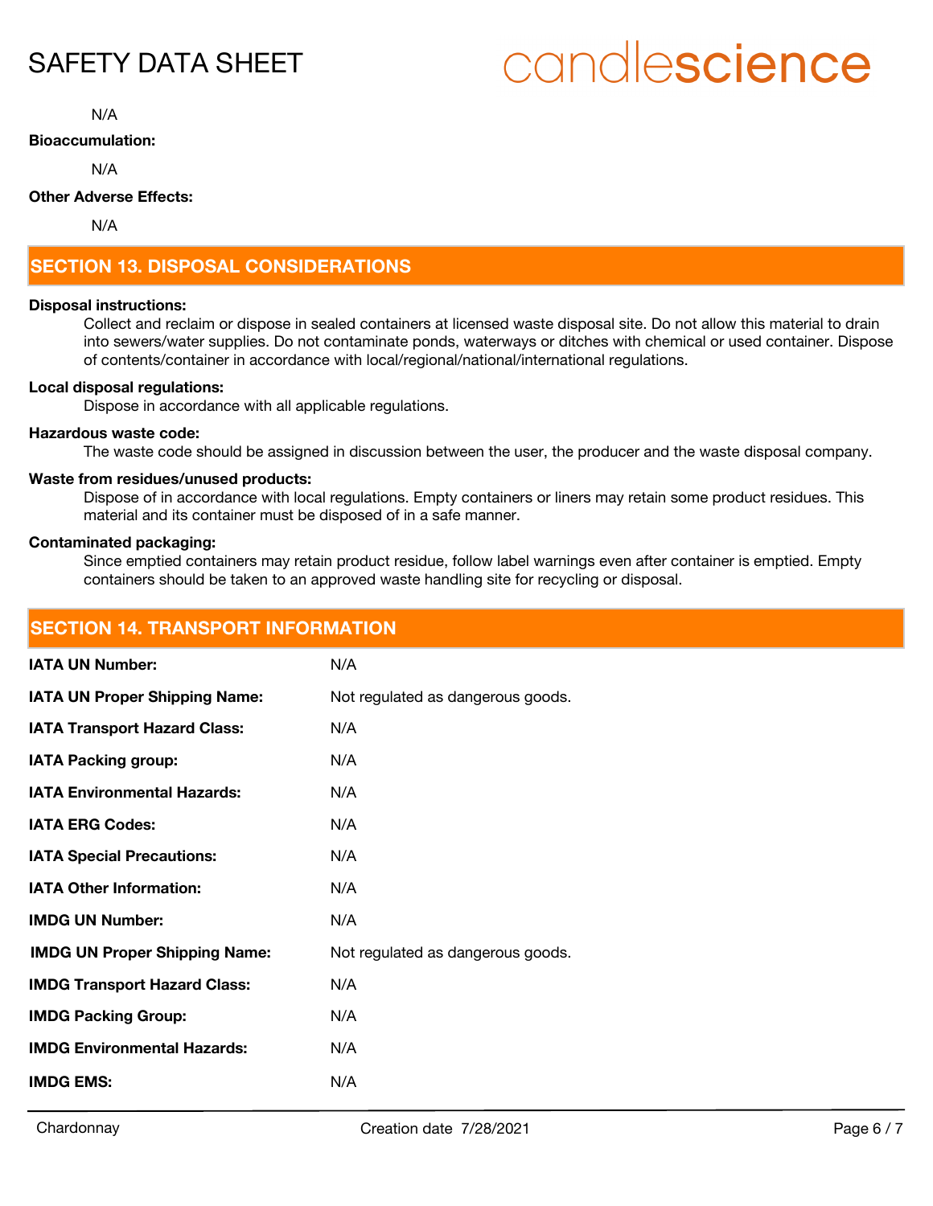N/A

**Bioaccumulation:**

N/A

**Other Adverse Effects:**

N/A

## SECTION 13. DISPOSAL CONSIDERATIONS

**Disposal instructions:**

Collect and reclaim or dispose in sealed containers at licensed waste disposal site. Do not allow this material to drain into sewers/water supplies. Do not contaminate ponds, waterways or ditches with chemical or used container. Dispose of contents/container in accordance with local/regional/national/international regulations.

**Local disposal regulations:**

Dispose in accordance with all applicable regulations.

**Hazardous waste code:**

The waste code should be assigned in discussion between the user, the producer and the waste disposal company.

**Waste from residues/unused products:**

Dispose of in accordance with local regulations. Empty containers or liners may retain some product residues. This material and its container must be disposed of in a safe manner.

**Contaminated packaging:**

Since emptied containers may retain product residue, follow label warnings even after container is emptied. Empty containers should be taken to an approved waste handling site for recycling or disposal.

## SECTION 14. TRANSPORT INFORMATION

| | |
|---|---|
| **IATA UN Number:** | N/A |
| **IATA UN Proper Shipping Name:** | Not regulated as dangerous goods. |
| **IATA Transport Hazard Class:** | N/A |
| **IATA Packing group:** | N/A |
| **IATA Environmental Hazards:** | N/A |
| **IATA ERG Codes:** | N/A |
| **IATA Special Precautions:** | N/A |
| **IATA Other Information:** | N/A |
| **IMDG UN Number:** | N/A |
| **IMDG UN Proper Shipping Name:** | Not regulated as dangerous goods. |
| **IMDG Transport Hazard Class:** | N/A |
| **IMDG Packing Group:** | N/A |
| **IMDG Environmental Hazards:** | N/A |
| **IMDG EMS:** | N/A |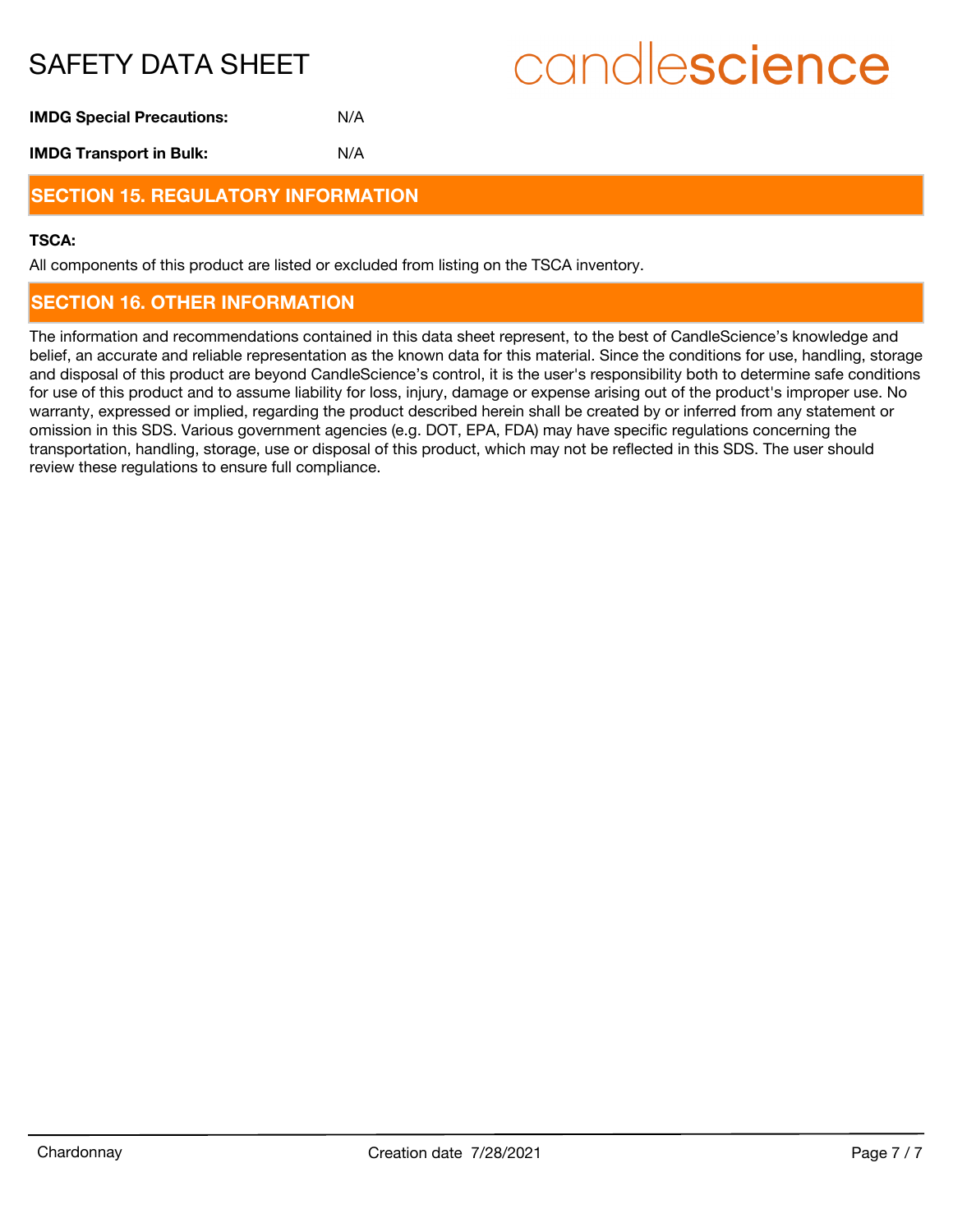**IMDG Special Precautions:** N/A

**IMDG Transport in Bulk:** N/A

## SECTION 15. REGULATORY INFORMATION

**TSCA:**

All components of this product are listed or excluded from listing on the TSCA inventory.

## SECTION 16. OTHER INFORMATION

The information and recommendations contained in this data sheet represent, to the best of CandleScience's knowledge and belief, an accurate and reliable representation as the known data for this material. Since the conditions for use, handling, storage and disposal of this product are beyond CandleScience's control, it is the user's responsibility both to determine safe conditions for use of this product and to assume liability for loss, injury, damage or expense arising out of the product's improper use. No warranty, expressed or implied, regarding the product described herein shall be created by or inferred from any statement or omission in this SDS. Various government agencies (e.g. DOT, EPA, FDA) may have specific regulations concerning the transportation, handling, storage, use or disposal of this product, which may not be reflected in this SDS. The user should review these regulations to ensure full compliance.